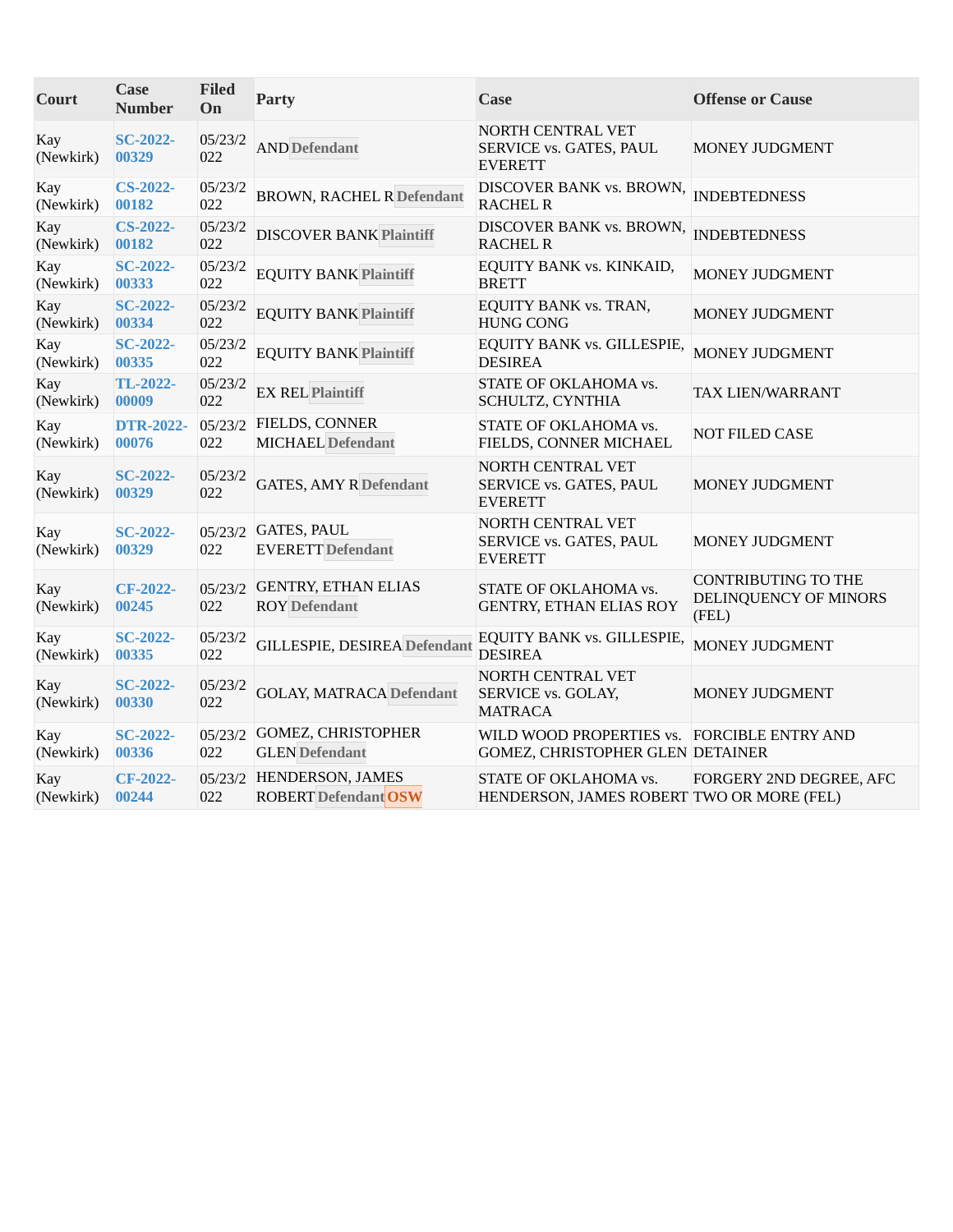| Court | Case Number | Filed On | Party | Case | Offense or Cause |
|---|---|---|---|---|---|
| Kay (Newkirk) | SC-2022-00329 | 05/23/2022 | AND Defendant | NORTH CENTRAL VET SERVICE vs. GATES, PAUL EVERETT | MONEY JUDGMENT |
| Kay (Newkirk) | CS-2022-00182 | 05/23/2022 | BROWN, RACHEL R Defendant | DISCOVER BANK vs. BROWN, RACHEL R | INDEBTEDNESS |
| Kay (Newkirk) | CS-2022-00182 | 05/23/2022 | DISCOVER BANK Plaintiff | DISCOVER BANK vs. BROWN, RACHEL R | INDEBTEDNESS |
| Kay (Newkirk) | SC-2022-00333 | 05/23/2022 | EQUITY BANK Plaintiff | EQUITY BANK vs. KINKAID, BRETT | MONEY JUDGMENT |
| Kay (Newkirk) | SC-2022-00334 | 05/23/2022 | EQUITY BANK Plaintiff | EQUITY BANK vs. TRAN, HUNG CONG | MONEY JUDGMENT |
| Kay (Newkirk) | SC-2022-00335 | 05/23/2022 | EQUITY BANK Plaintiff | EQUITY BANK vs. GILLESPIE, DESIREA | MONEY JUDGMENT |
| Kay (Newkirk) | TL-2022-00009 | 05/23/2022 | EX REL Plaintiff | STATE OF OKLAHOMA vs. SCHULTZ, CYNTHIA | TAX LIEN/WARRANT |
| Kay (Newkirk) | DTR-2022-00076 | 05/23/2022 | FIELDS, CONNER MICHAEL Defendant | STATE OF OKLAHOMA vs. FIELDS, CONNER MICHAEL | NOT FILED CASE |
| Kay (Newkirk) | SC-2022-00329 | 05/23/2022 | GATES, AMY R Defendant | NORTH CENTRAL VET SERVICE vs. GATES, PAUL EVERETT | MONEY JUDGMENT |
| Kay (Newkirk) | SC-2022-00329 | 05/23/2022 | GATES, PAUL EVERETT Defendant | NORTH CENTRAL VET SERVICE vs. GATES, PAUL EVERETT | MONEY JUDGMENT |
| Kay (Newkirk) | CF-2022-00245 | 05/23/2022 | GENTRY, ETHAN ELIAS ROY Defendant | STATE OF OKLAHOMA vs. GENTRY, ETHAN ELIAS ROY | CONTRIBUTING TO THE DELINQUENCY OF MINORS (FEL) |
| Kay (Newkirk) | SC-2022-00335 | 05/23/2022 | GILLESPIE, DESIREA Defendant | EQUITY BANK vs. GILLESPIE, DESIREA | MONEY JUDGMENT |
| Kay (Newkirk) | SC-2022-00330 | 05/23/2022 | GOLAY, MATRACA Defendant | NORTH CENTRAL VET SERVICE vs. GOLAY, MATRACA | MONEY JUDGMENT |
| Kay (Newkirk) | SC-2022-00336 | 05/23/2022 | GOMEZ, CHRISTOPHER GLEN Defendant | WILD WOOD PROPERTIES vs. GOMEZ, CHRISTOPHER GLEN | FORCIBLE ENTRY AND DETAINER |
| Kay (Newkirk) | CF-2022-00244 | 05/23/2022 | HENDERSON, JAMES ROBERT Defendant OSW | STATE OF OKLAHOMA vs. HENDERSON, JAMES ROBERT | FORGERY 2ND DEGREE, AFC TWO OR MORE (FEL) |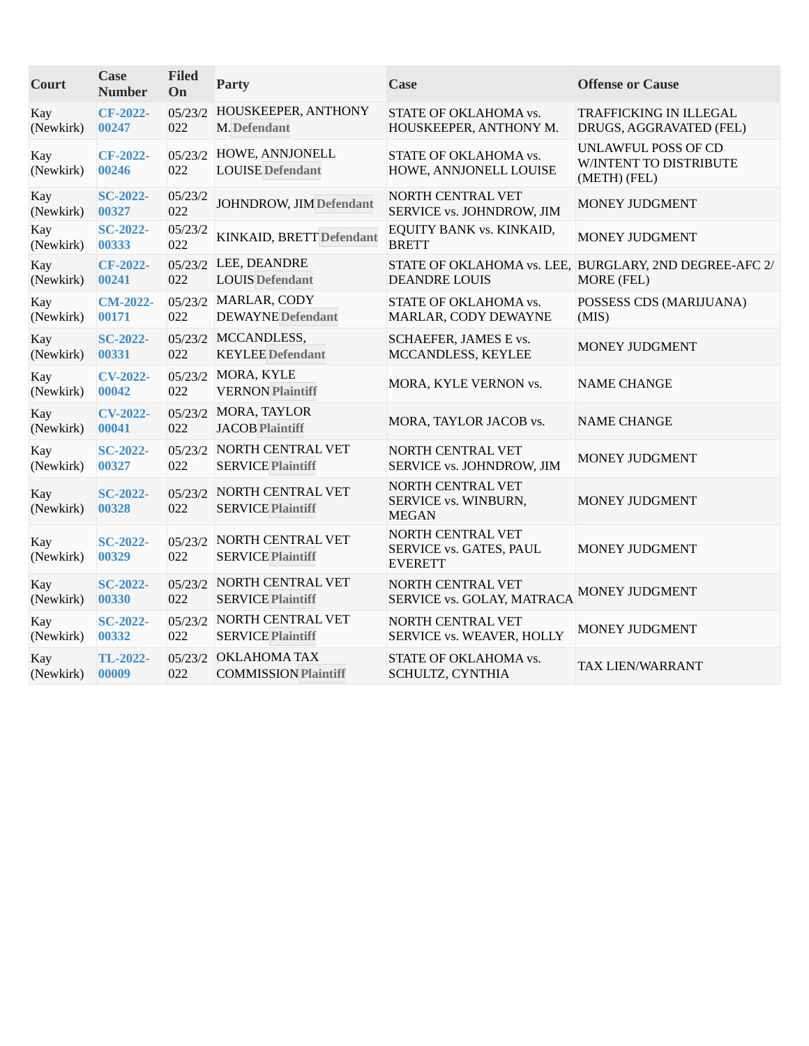| Court | Case Number | Filed On | Party | Case | Offense or Cause |
|---|---|---|---|---|---|
| Kay (Newkirk) | CF-2022-00247 | 05/23/2022 | HOUSKEEPER, ANTHONY M. Defendant | STATE OF OKLAHOMA vs. HOUSKEEPER, ANTHONY M. | TRAFFICKING IN ILLEGAL DRUGS, AGGRAVATED (FEL) |
| Kay (Newkirk) | CF-2022-00246 | 05/23/2022 | HOWE, ANNJONELL LOUISE Defendant | STATE OF OKLAHOMA vs. HOWE, ANNJONELL LOUISE | UNLAWFUL POSS OF CD W/INTENT TO DISTRIBUTE (METH) (FEL) |
| Kay (Newkirk) | SC-2022-00327 | 05/23/2022 | JOHNDROW, JIM Defendant | NORTH CENTRAL VET SERVICE vs. JOHNDROW, JIM | MONEY JUDGMENT |
| Kay (Newkirk) | SC-2022-00333 | 05/23/2022 | KINKAID, BRETT Defendant | EQUITY BANK vs. KINKAID, BRETT | MONEY JUDGMENT |
| Kay (Newkirk) | CF-2022-00241 | 05/23/2022 | LEE, DEANDRE LOUIS Defendant | STATE OF OKLAHOMA vs. LEE, DEANDRE LOUIS | BURGLARY, 2ND DEGREE-AFC 2/ MORE (FEL) |
| Kay (Newkirk) | CM-2022-00171 | 05/23/2022 | MARLAR, CODY DEWAYNE Defendant | STATE OF OKLAHOMA vs. MARLAR, CODY DEWAYNE | POSSESS CDS (MARIJUANA) (MIS) |
| Kay (Newkirk) | SC-2022-00331 | 05/23/2022 | MCCANDLESS, KEYLEE Defendant | SCHAEFER, JAMES E vs. MCCANDLESS, KEYLEE | MONEY JUDGMENT |
| Kay (Newkirk) | CV-2022-00042 | 05/23/2022 | MORA, KYLE VERNON Plaintiff | MORA, KYLE VERNON vs. | NAME CHANGE |
| Kay (Newkirk) | CV-2022-00041 | 05/23/2022 | MORA, TAYLOR JACOB Plaintiff | MORA, TAYLOR JACOB vs. | NAME CHANGE |
| Kay (Newkirk) | SC-2022-00327 | 05/23/2022 | NORTH CENTRAL VET SERVICE Plaintiff | NORTH CENTRAL VET SERVICE vs. JOHNDROW, JIM | MONEY JUDGMENT |
| Kay (Newkirk) | SC-2022-00328 | 05/23/2022 | NORTH CENTRAL VET SERVICE Plaintiff | NORTH CENTRAL VET SERVICE vs. WINBURN, MEGAN | MONEY JUDGMENT |
| Kay (Newkirk) | SC-2022-00329 | 05/23/2022 | NORTH CENTRAL VET SERVICE Plaintiff | NORTH CENTRAL VET SERVICE vs. GATES, PAUL EVERETT | MONEY JUDGMENT |
| Kay (Newkirk) | SC-2022-00330 | 05/23/2022 | NORTH CENTRAL VET SERVICE Plaintiff | NORTH CENTRAL VET SERVICE vs. GOLAY, MATRACA | MONEY JUDGMENT |
| Kay (Newkirk) | SC-2022-00332 | 05/23/2022 | NORTH CENTRAL VET SERVICE Plaintiff | NORTH CENTRAL VET SERVICE vs. WEAVER, HOLLY | MONEY JUDGMENT |
| Kay (Newkirk) | TL-2022-00009 | 05/23/2022 | OKLAHOMA TAX COMMISSION Plaintiff | STATE OF OKLAHOMA vs. SCHULTZ, CYNTHIA | TAX LIEN/WARRANT |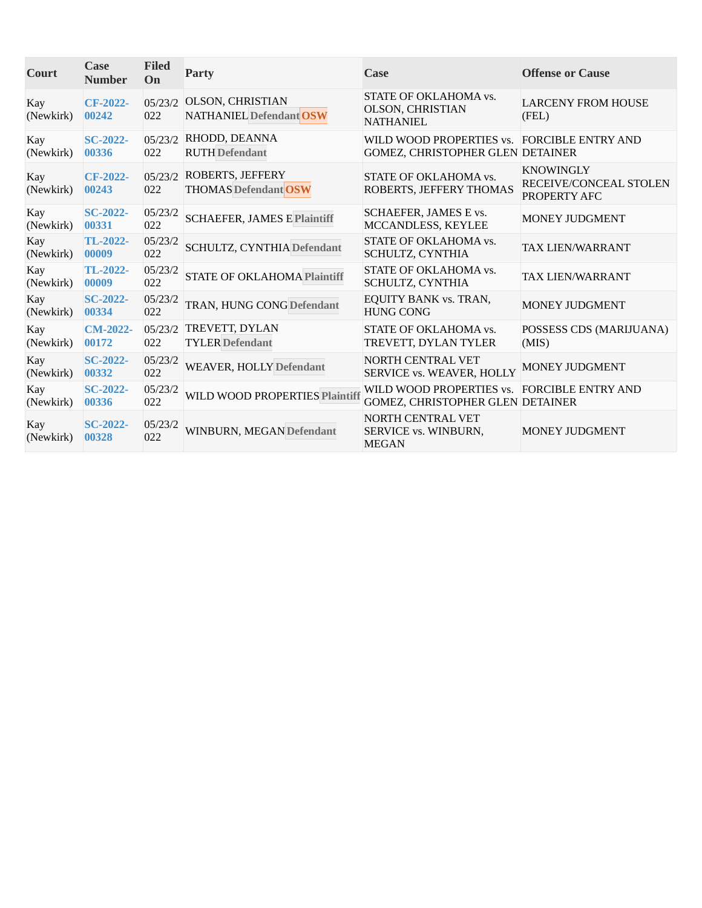| Court | Case Number | Filed On | Party | Case | Offense or Cause |
|---|---|---|---|---|---|
| Kay (Newkirk) | **CF-2022-00242** | 05/23/2022 | OLSON, CHRISTIAN NATHANIEL **Defendant** **OSW** | STATE OF OKLAHOMA vs. OLSON, CHRISTIAN NATHANIEL | LARCENY FROM HOUSE (FEL) |
| Kay (Newkirk) | **SC-2022-00336** | 05/23/2022 | RHODD, DEANNA RUTH **Defendant** | WILD WOOD PROPERTIES vs. GOMEZ, CHRISTOPHER GLEN | FORCIBLE ENTRY AND DETAINER |
| Kay (Newkirk) | **CF-2022-00243** | 05/23/2022 | ROBERTS, JEFFERY THOMAS **Defendant** **OSW** | STATE OF OKLAHOMA vs. ROBERTS, JEFFERY THOMAS | KNOWINGLY RECEIVE/CONCEAL STOLEN PROPERTY AFC |
| Kay (Newkirk) | **SC-2022-00331** | 05/23/2022 | SCHAEFER, JAMES E **Plaintiff** | SCHAEFER, JAMES E vs. MCCANDLESS, KEYLEE | MONEY JUDGMENT |
| Kay (Newkirk) | **TL-2022-00009** | 05/23/2022 | SCHULTZ, CYNTHIA **Defendant** | STATE OF OKLAHOMA vs. SCHULTZ, CYNTHIA | TAX LIEN/WARRANT |
| Kay (Newkirk) | **TL-2022-00009** | 05/23/2022 | STATE OF OKLAHOMA **Plaintiff** | STATE OF OKLAHOMA vs. SCHULTZ, CYNTHIA | TAX LIEN/WARRANT |
| Kay (Newkirk) | **SC-2022-00334** | 05/23/2022 | TRAN, HUNG CONG **Defendant** | EQUITY BANK vs. TRAN, HUNG CONG | MONEY JUDGMENT |
| Kay (Newkirk) | **CM-2022-00172** | 05/23/2022 | TREVETT, DYLAN TYLER **Defendant** | STATE OF OKLAHOMA vs. TREVETT, DYLAN TYLER | POSSESS CDS (MARIJUANA) (MIS) |
| Kay (Newkirk) | **SC-2022-00332** | 05/23/2022 | WEAVER, HOLLY **Defendant** | NORTH CENTRAL VET SERVICE vs. WEAVER, HOLLY | MONEY JUDGMENT |
| Kay (Newkirk) | **SC-2022-00336** | 05/23/2022 | WILD WOOD PROPERTIES **Plaintiff** | WILD WOOD PROPERTIES vs. GOMEZ, CHRISTOPHER GLEN | FORCIBLE ENTRY AND DETAINER |
| Kay (Newkirk) | **SC-2022-00328** | 05/23/2022 | WINBURN, MEGAN **Defendant** | NORTH CENTRAL VET SERVICE vs. WINBURN, MEGAN | MONEY JUDGMENT |